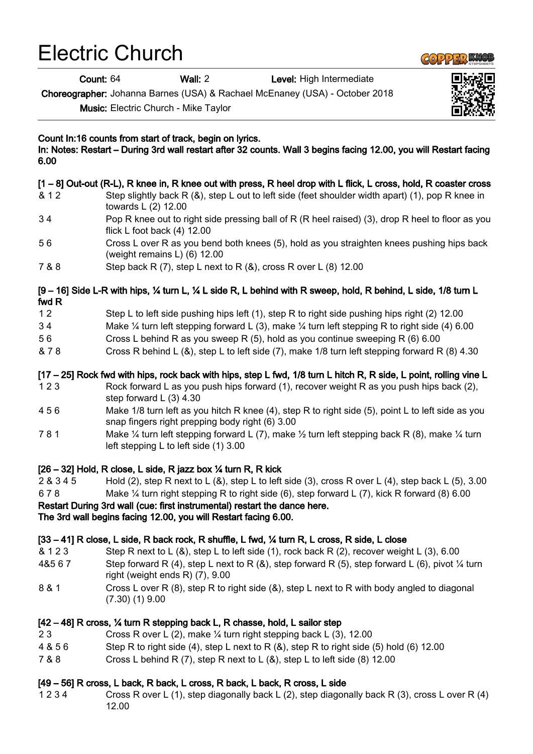# Electric Church

**Count:** 64 **Wall:** 2 **Level:** High Intermediate

**Choreographer:** Johanna Barnes (USA) & Rachael McEnaney (USA) - October 2018

**Music:** Electric Church - Mike Taylor

**Count In:16 counts from start of track, begin on lyrics.**
**In: Notes: Restart – During 3rd wall restart after 32 counts. Wall 3 begins facing 12.00, you will Restart facing 6.00**

**[1 – 8] Out-out (R-L), R knee in, R knee out with press, R heel drop with L flick, L cross, hold, R coaster cross**

| | |
|---|---|
| & 1 2 | Step slightly back R (&), step L out to left side (feet shoulder width apart) (1), pop R knee in towards L (2) 12.00 |
| 3 4 | Pop R knee out to right side pressing ball of R (R heel raised) (3), drop R heel to floor as you flick L foot back (4) 12.00 |
| 5 6 | Cross L over R as you bend both knees (5), hold as you straighten knees pushing hips back (weight remains L) (6) 12.00 |
| 7 & 8 | Step back R (7), step L next to R (&), cross R over L (8) 12.00 |

**[9 – 16] Side L-R with hips, ¼ turn L, ¼ L side R, L behind with R sweep, hold, R behind, L side, 1/8 turn L fwd R**

| | |
|---|---|
| 1 2 | Step L to left side pushing hips left (1), step R to right side pushing hips right (2) 12.00 |
| 3 4 | Make ¼ turn left stepping forward L (3), make ¼ turn left stepping R to right side (4) 6.00 |
| 5 6 | Cross L behind R as you sweep R (5), hold as you continue sweeping R (6) 6.00 |
| & 7 8 | Cross R behind L (&), step L to left side (7), make 1/8 turn left stepping forward R (8) 4.30 |

**[17 – 25] Rock fwd with hips, rock back with hips, step L fwd, 1/8 turn L hitch R, R side, L point, rolling vine L**

| | |
|---|---|
| 1 2 3 | Rock forward L as you push hips forward (1), recover weight R as you push hips back (2), step forward L (3) 4.30 |
| 4 5 6 | Make 1/8 turn left as you hitch R knee (4), step R to right side (5), point L to left side as you snap fingers right prepping body right (6) 3.00 |
| 7 8 1 | Make ¼ turn left stepping forward L (7), make ½ turn left stepping back R (8), make ¼ turn left stepping L to left side (1) 3.00 |

**[26 – 32] Hold, R close, L side, R jazz box ¼ turn R, R kick**

| | |
|---|---|
| 2 & 3 4 5 | Hold (2), step R next to L (&), step L to left side (3), cross R over L (4), step back L (5), 3.00 |
| 6 7 8 | Make ¼ turn right stepping R to right side (6), step forward L (7), kick R forward (8) 6.00 |

**Restart During 3rd wall (cue: first instrumental) restart the dance here.**
**The 3rd wall begins facing 12.00, you will Restart facing 6.00.**

**[33 – 41] R close, L side, R back rock, R shuffle, L fwd, ¼ turn R, L cross, R side, L close**

| | |
|---|---|
| & 1 2 3 | Step R next to L (&), step L to left side (1), rock back R (2), recover weight L (3), 6.00 |
| 4&5 6 7 | Step forward R (4), step L next to R (&), step forward R (5), step forward L (6), pivot ¼ turn right (weight ends R) (7), 9.00 |
| 8 & 1 | Cross L over R (8), step R to right side (&), step L next to R with body angled to diagonal (7.30) (1) 9.00 |

**[42 – 48] R cross, ¼ turn R stepping back L, R chasse, hold, L sailor step**

| | |
|---|---|
| 2 3 | Cross R over L (2), make ¼ turn right stepping back L (3), 12.00 |
| 4 & 5 6 | Step R to right side (4), step L next to R (&), step R to right side (5) hold (6) 12.00 |
| 7 & 8 | Cross L behind R (7), step R next to L (&), step L to left side (8) 12.00 |

**[49 – 56] R cross, L back, R back, L cross, R back, L back, R cross, L side**

| | |
|---|---|
| 1 2 3 4 | Cross R over L (1), step diagonally back L (2), step diagonally back R (3), cross L over R (4) 12.00 |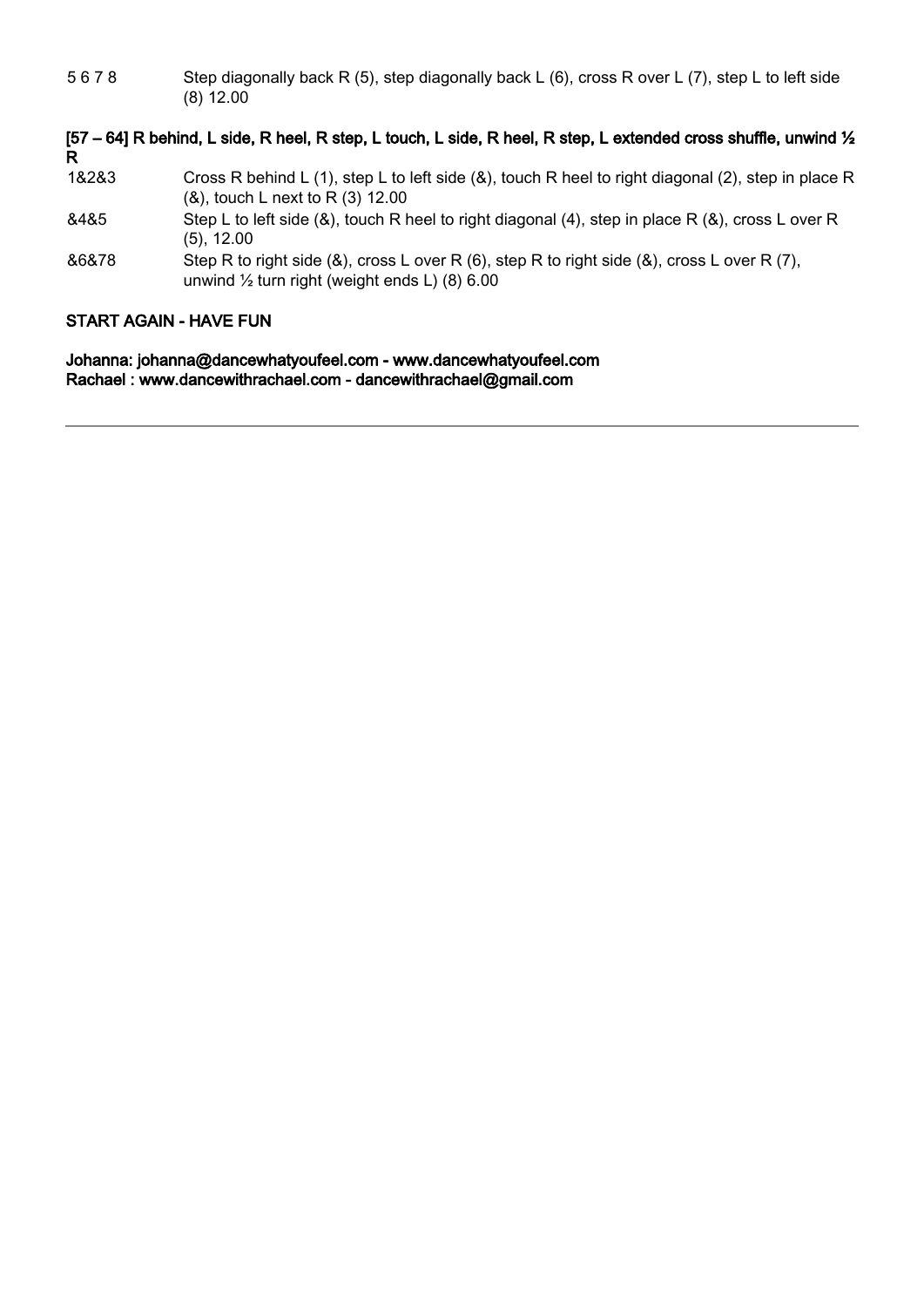5 6 7 8 Step diagonally back R (5), step diagonally back L (6), cross R over L (7), step L to left side (8) 12.00

**[57 – 64] R behind, L side, R heel, R step, L touch, L side, R heel, R step, L extended cross shuffle, unwind ½ R**

1&2&3 Cross R behind L (1), step L to left side (&), touch R heel to right diagonal (2), step in place R (&), touch L next to R (3) 12.00

&4&5 Step L to left side (&), touch R heel to right diagonal (4), step in place R (&), cross L over R (5), 12.00

&6&78 Step R to right side (&), cross L over R (6), step R to right side (&), cross L over R (7), unwind ½ turn right (weight ends L) (8) 6.00

**START AGAIN - HAVE FUN**

**Johanna: johanna@dancewhatyoufeel.com - www.dancewhatyoufeel.com**
**Rachael : www.dancewithrachael.com - dancewithrachael@gmail.com**

---